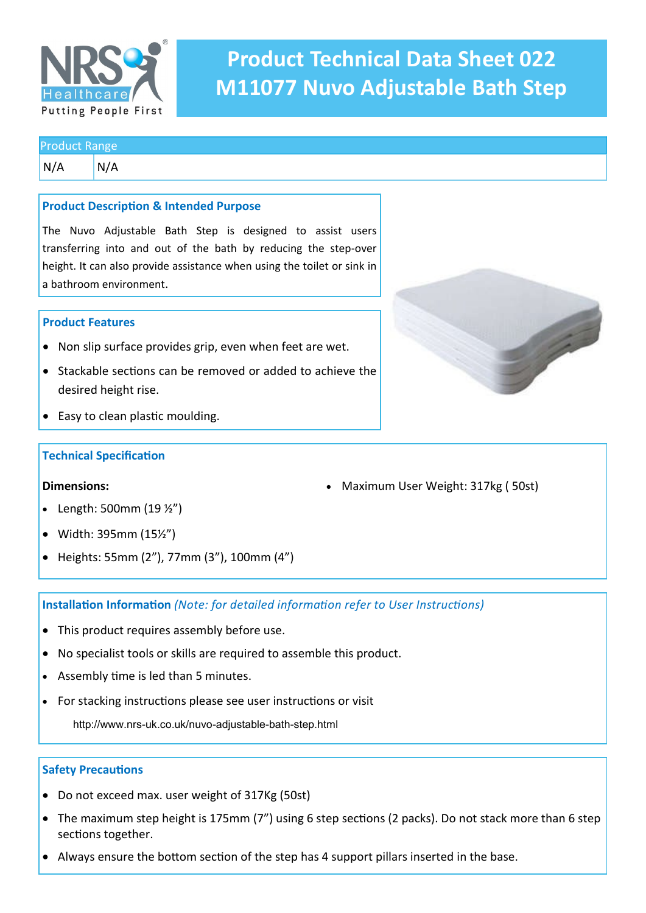NRS Healthcare — Putting People First

# Product Technical Data Sheet 022 M11077 Nuvo Adjustable Bath Step

| Product Range | |
|---|---|
| N/A | N/A |

## Product Description & Intended Purpose

The Nuvo Adjustable Bath Step is designed to assist users transferring into and out of the bath by reducing the step-over height. It can also provide assistance when using the toilet or sink in a bathroom environment.

## Product Features

- Non slip surface provides grip, even when feet are wet.
- Stackable sections can be removed or added to achieve the desired height rise.
- Easy to clean plastic moulding.

## Technical Specification

**Dimensions:**

- Length: 500mm (19 ½”)
- Width: 395mm (15½”)
- Heights: 55mm (2”), 77mm (3”), 100mm (4”)

- Maximum User Weight: 317kg ( 50st)

## Installation Information *(Note: for detailed information refer to User Instructions)*

- This product requires assembly before use.
- No specialist tools or skills are required to assemble this product.
- Assembly time is led than 5 minutes.
- For stacking instructions please see user instructions or visit

  http://www.nrs-uk.co.uk/nuvo-adjustable-bath-step.html

## Safety Precautions

- Do not exceed max. user weight of 317Kg (50st)
- The maximum step height is 175mm (7”) using 6 step sections (2 packs). Do not stack more than 6 step sections together.
- Always ensure the bottom section of the step has 4 support pillars inserted in the base.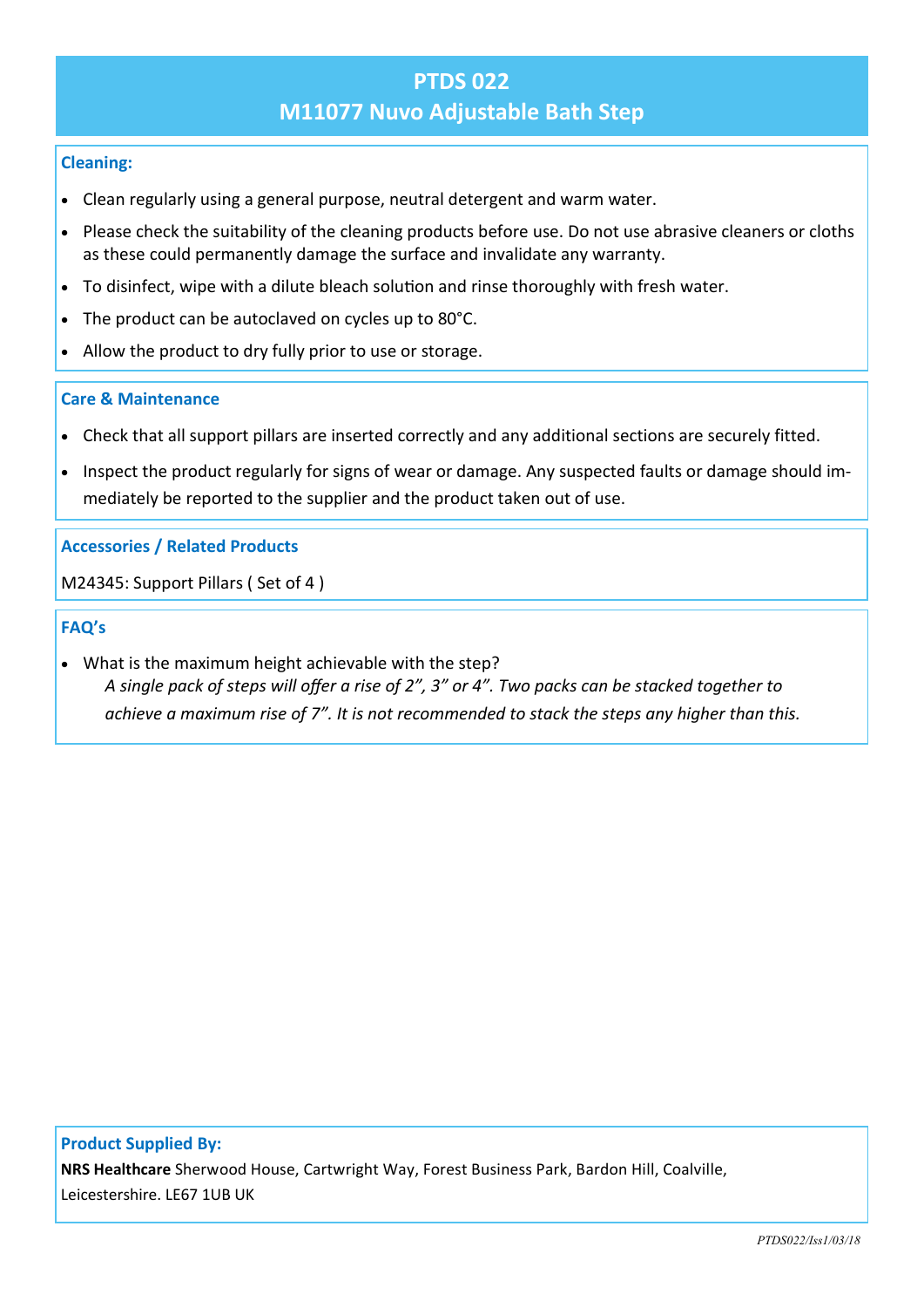# PTDS 022
# M11077 Nuvo Adjustable Bath Step

## Cleaning:

- Clean regularly using a general purpose, neutral detergent and warm water.
- Please check the suitability of the cleaning products before use. Do not use abrasive cleaners or cloths as these could permanently damage the surface and invalidate any warranty.
- To disinfect, wipe with a dilute bleach solution and rinse thoroughly with fresh water.
- The product can be autoclaved on cycles up to 80°C.
- Allow the product to dry fully prior to use or storage.

## Care & Maintenance

- Check that all support pillars are inserted correctly and any additional sections are securely fitted.
- Inspect the product regularly for signs of wear or damage. Any suspected faults or damage should immediately be reported to the supplier and the product taken out of use.

## Accessories / Related Products

M24345: Support Pillars ( Set of 4 )

## FAQ's

- What is the maximum height achievable with the step?
  *A single pack of steps will offer a rise of 2", 3" or 4". Two packs can be stacked together to achieve a maximum rise of 7". It is not recommended to stack the steps any higher than this.*

## Product Supplied By:

**NRS Healthcare** Sherwood House, Cartwright Way, Forest Business Park, Bardon Hill, Coalville, Leicestershire. LE67 1UB UK

PTDS022/Iss1/03/18